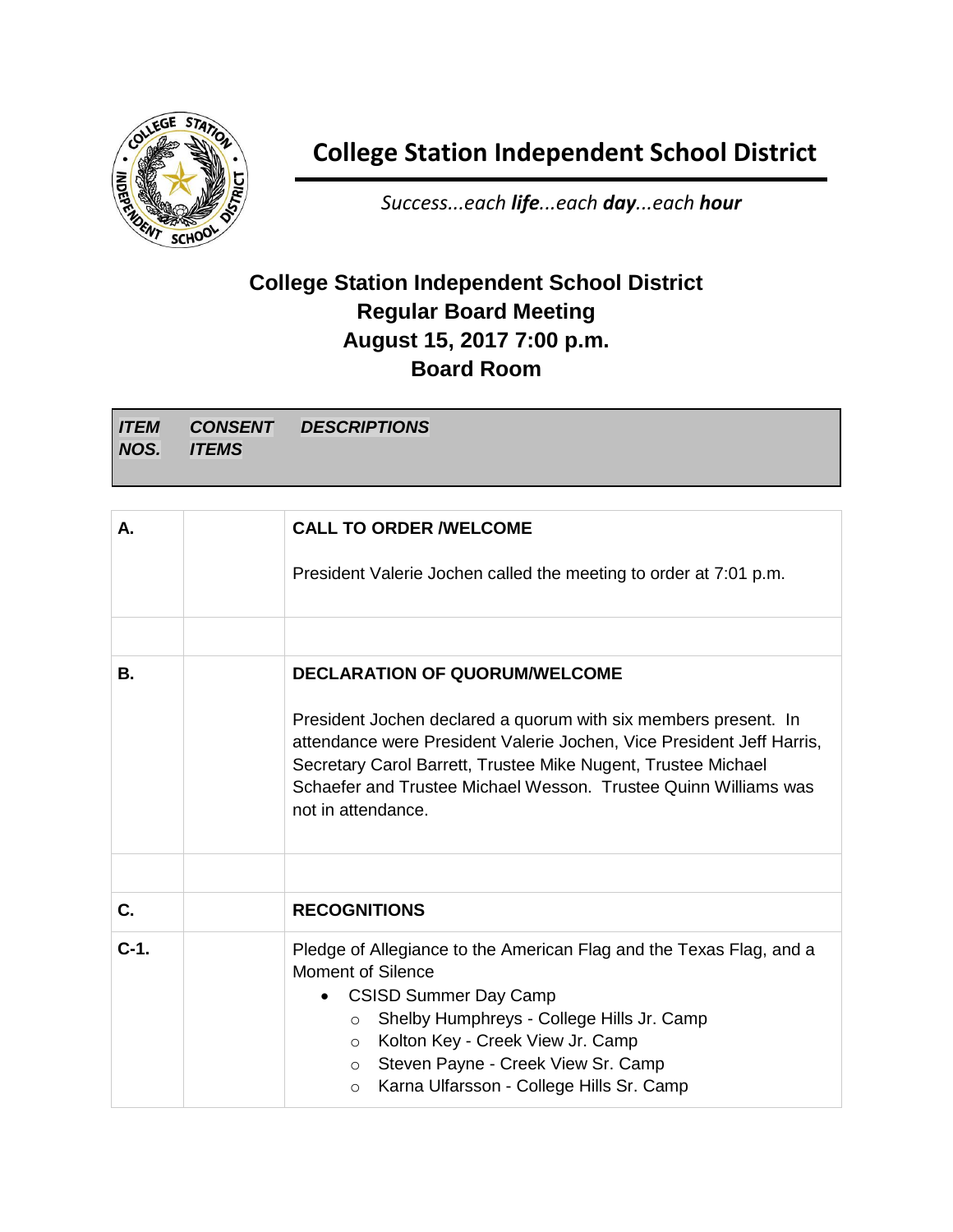# College Station Independent School District

*Success...each **life**...each **day**...each **hour***

## College Station Independent School District
## Regular Board Meeting
## August 15, 2017 7:00 p.m.
## Board Room

| *ITEM NOS.* | *CONSENT ITEMS* | *DESCRIPTIONS* |
|---|---|---|
| **A.** | | **CALL TO ORDER /WELCOME**<br><br>President Valerie Jochen called the meeting to order at 7:01 p.m. |
| | | |
| **B.** | | **DECLARATION OF QUORUM/WELCOME**<br><br>President Jochen declared a quorum with six members present. In attendance were President Valerie Jochen, Vice President Jeff Harris, Secretary Carol Barrett, Trustee Mike Nugent, Trustee Michael Schaefer and Trustee Michael Wesson. Trustee Quinn Williams was not in attendance. |
| | | |
| **C.** | | **RECOGNITIONS** |
| **C-1.** | | Pledge of Allegiance to the American Flag and the Texas Flag, and a Moment of Silence<br>• CSISD Summer Day Camp<br>&nbsp;&nbsp;&nbsp;&nbsp;○ Shelby Humphreys - College Hills Jr. Camp<br>&nbsp;&nbsp;&nbsp;&nbsp;○ Kolton Key - Creek View Jr. Camp<br>&nbsp;&nbsp;&nbsp;&nbsp;○ Steven Payne - Creek View Sr. Camp<br>&nbsp;&nbsp;&nbsp;&nbsp;○ Karna Ulfarsson - College Hills Sr. Camp |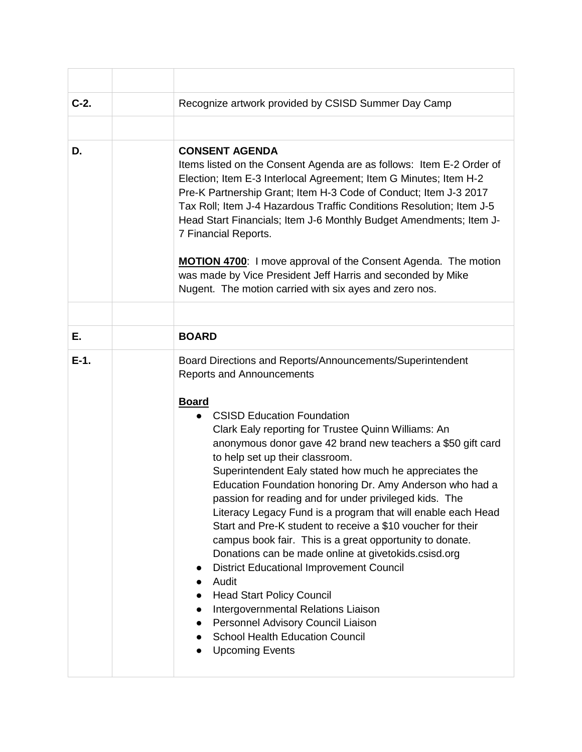| | | |
|---|---|---|
| C-2. | | Recognize artwork provided by CSISD Summer Day Camp |
| | | |
| D. | | **CONSENT AGENDA**<br>Items listed on the Consent Agenda are as follows: Item E-2 Order of Election; Item E-3 Interlocal Agreement; Item G Minutes; Item H-2 Pre-K Partnership Grant; Item H-3 Code of Conduct; Item J-3 2017 Tax Roll; Item J-4 Hazardous Traffic Conditions Resolution; Item J-5 Head Start Financials; Item J-6 Monthly Budget Amendments; Item J-7 Financial Reports.<br><br>**MOTION 4700**: I move approval of the Consent Agenda. The motion was made by Vice President Jeff Harris and seconded by Mike Nugent. The motion carried with six ayes and zero nos. |
| | | |
| E. | | **BOARD** |
| E-1. | | Board Directions and Reports/Announcements/Superintendent Reports and Announcements<br><br>**Board**<br>● CSISD Education Foundation<br>Clark Ealy reporting for Trustee Quinn Williams: An anonymous donor gave 42 brand new teachers a $50 gift card to help set up their classroom.<br>Superintendent Ealy stated how much he appreciates the Education Foundation honoring Dr. Amy Anderson who had a passion for reading and for under privileged kids. The Literacy Legacy Fund is a program that will enable each Head Start and Pre-K student to receive a $10 voucher for their campus book fair. This is a great opportunity to donate. Donations can be made online at givetokids.csisd.org<br>● District Educational Improvement Council<br>● Audit<br>● Head Start Policy Council<br>● Intergovernmental Relations Liaison<br>● Personnel Advisory Council Liaison<br>● School Health Education Council<br>● Upcoming Events |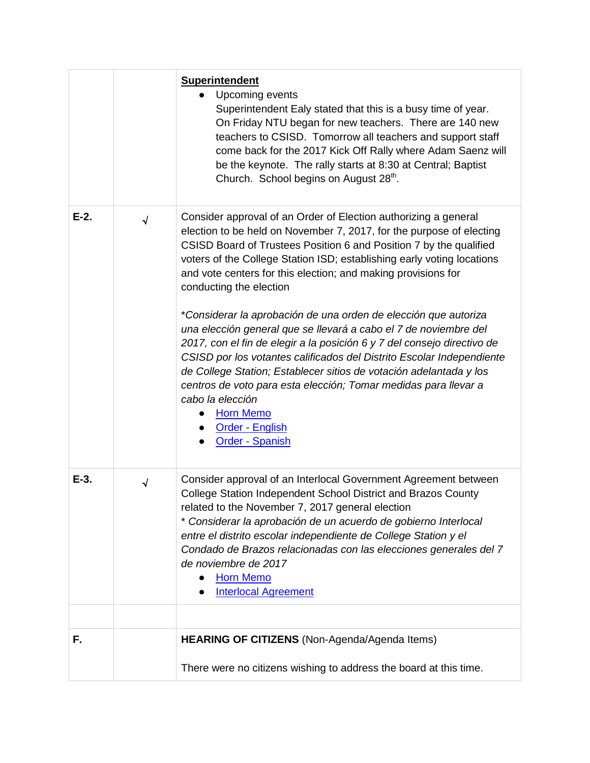| | | |
|---|---|---|
| | | **Superintendent**<br>● Upcoming events<br>Superintendent Ealy stated that this is a busy time of year. On Friday NTU began for new teachers. There are 140 new teachers to CSISD. Tomorrow all teachers and support staff come back for the 2017 Kick Off Rally where Adam Saenz will be the keynote. The rally starts at 8:30 at Central; Baptist Church. School begins on August 28th. |
| E-2. | √ | Consider approval of an Order of Election authorizing a general election to be held on November 7, 2017, for the purpose of electing CSISD Board of Trustees Position 6 and Position 7 by the qualified voters of the College Station ISD; establishing early voting locations and vote centers for this election; and making provisions for conducting the election<br><br>**Considerar la aprobación de una orden de elección que autoriza una elección general que se llevará a cabo el 7 de noviembre del 2017, con el fin de elegir a la posición 6 y 7 del consejo directivo de CSISD por los votantes calificados del Distrito Escolar Independiente de College Station; Establecer sitios de votación adelantada y los centros de voto para esta elección; Tomar medidas para llevar a cabo la elección*<br>● Horn Memo<br>● Order - English<br>● Order - Spanish |
| E-3. | √ | Consider approval of an Interlocal Government Agreement between College Station Independent School District and Brazos County related to the November 7, 2017 general election<br>* *Considerar la aprobación de un acuerdo de gobierno Interlocal entre el distrito escolar independiente de College Station y el Condado de Brazos relacionadas con las elecciones generales del 7 de noviembre de 2017*<br>● Horn Memo<br>● Interlocal Agreement |
| | | |
| F. | | **HEARING OF CITIZENS** (Non-Agenda/Agenda Items)<br><br>There were no citizens wishing to address the board at this time. |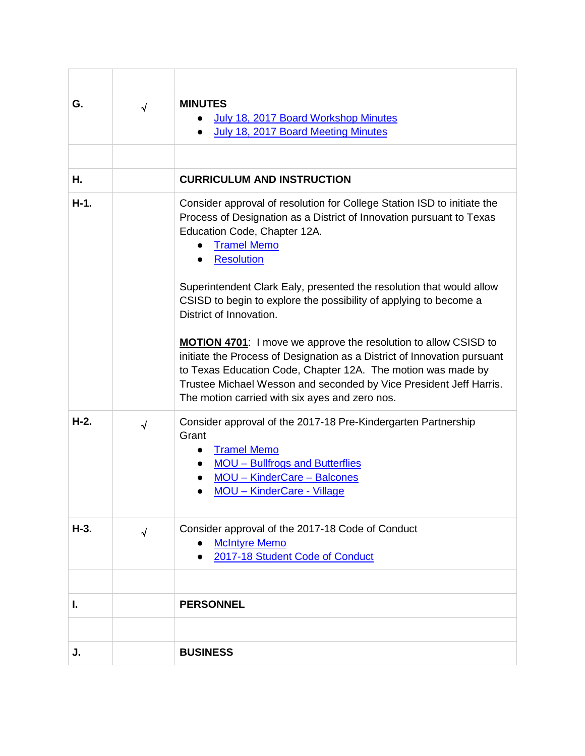|  |  |  |
|---|---|---|
| G. | √ | **MINUTES**<br>● July 18, 2017 Board Workshop Minutes<br>● July 18, 2017 Board Meeting Minutes |
|  |  |  |
| H. |  | **CURRICULUM AND INSTRUCTION** |
| H-1. |  | Consider approval of resolution for College Station ISD to initiate the Process of Designation as a District of Innovation pursuant to Texas Education Code, Chapter 12A.<br>● Tramel Memo<br>● Resolution<br><br>Superintendent Clark Ealy, presented the resolution that would allow CSISD to begin to explore the possibility of applying to become a District of Innovation.<br><br>**MOTION 4701**: I move we approve the resolution to allow CSISD to initiate the Process of Designation as a District of Innovation pursuant to Texas Education Code, Chapter 12A. The motion was made by Trustee Michael Wesson and seconded by Vice President Jeff Harris. The motion carried with six ayes and zero nos. |
| H-2. | √ | Consider approval of the 2017-18 Pre-Kindergarten Partnership Grant<br>● Tramel Memo<br>● MOU – Bullfrogs and Butterflies<br>● MOU – KinderCare – Balcones<br>● MOU – KinderCare - Village |
| H-3. | √ | Consider approval of the 2017-18 Code of Conduct<br>● McIntyre Memo<br>● 2017-18 Student Code of Conduct |
|  |  |  |
| I. |  | **PERSONNEL** |
|  |  |  |
| J. |  | **BUSINESS** |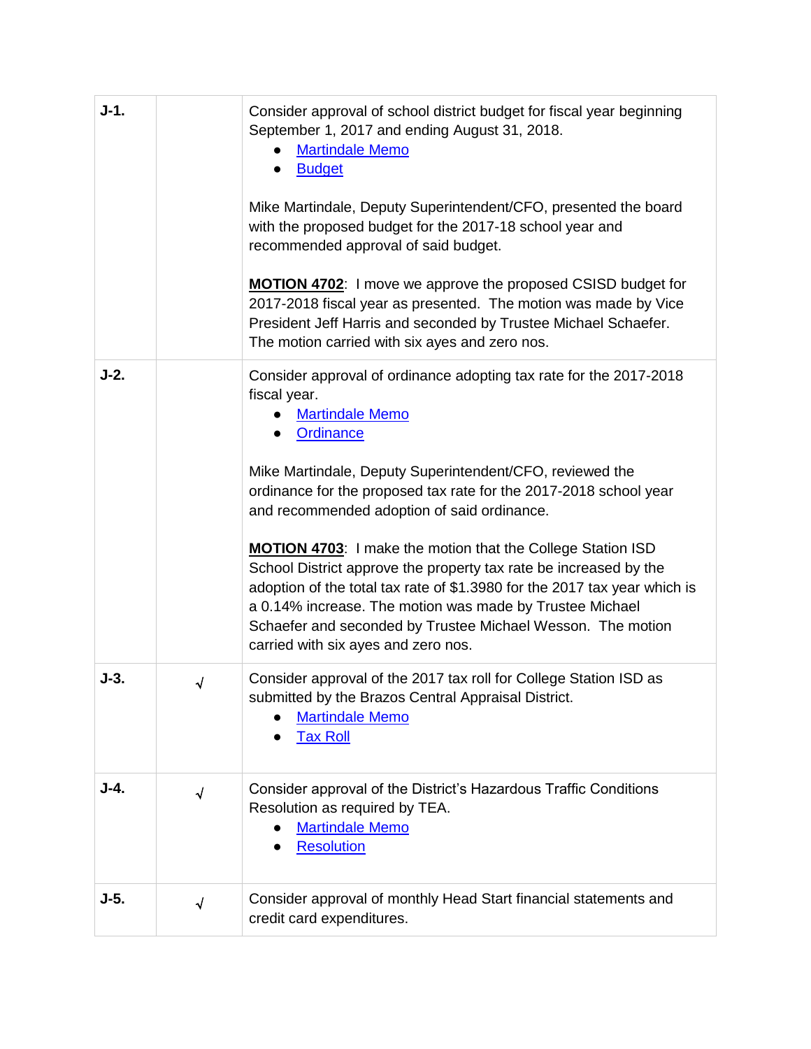| | | |
|---|---|---|
| **J-1.** | | Consider approval of school district budget for fiscal year beginning September 1, 2017 and ending August 31, 2018.<br>• Martindale Memo<br>• Budget<br><br>Mike Martindale, Deputy Superintendent/CFO, presented the board with the proposed budget for the 2017-18 school year and recommended approval of said budget.<br><br>**MOTION 4702**: I move we approve the proposed CSISD budget for 2017-2018 fiscal year as presented. The motion was made by Vice President Jeff Harris and seconded by Trustee Michael Schaefer. The motion carried with six ayes and zero nos. |
| **J-2.** | | Consider approval of ordinance adopting tax rate for the 2017-2018 fiscal year.<br>• Martindale Memo<br>• Ordinance<br><br>Mike Martindale, Deputy Superintendent/CFO, reviewed the ordinance for the proposed tax rate for the 2017-2018 school year and recommended adoption of said ordinance.<br><br>**MOTION 4703**: I make the motion that the College Station ISD School District approve the property tax rate be increased by the adoption of the total tax rate of $1.3980 for the 2017 tax year which is a 0.14% increase. The motion was made by Trustee Michael Schaefer and seconded by Trustee Michael Wesson. The motion carried with six ayes and zero nos. |
| **J-3.** | √ | Consider approval of the 2017 tax roll for College Station ISD as submitted by the Brazos Central Appraisal District.<br>• Martindale Memo<br>• Tax Roll |
| **J-4.** | √ | Consider approval of the District's Hazardous Traffic Conditions Resolution as required by TEA.<br>• Martindale Memo<br>• Resolution |
| **J-5.** | √ | Consider approval of monthly Head Start financial statements and credit card expenditures. |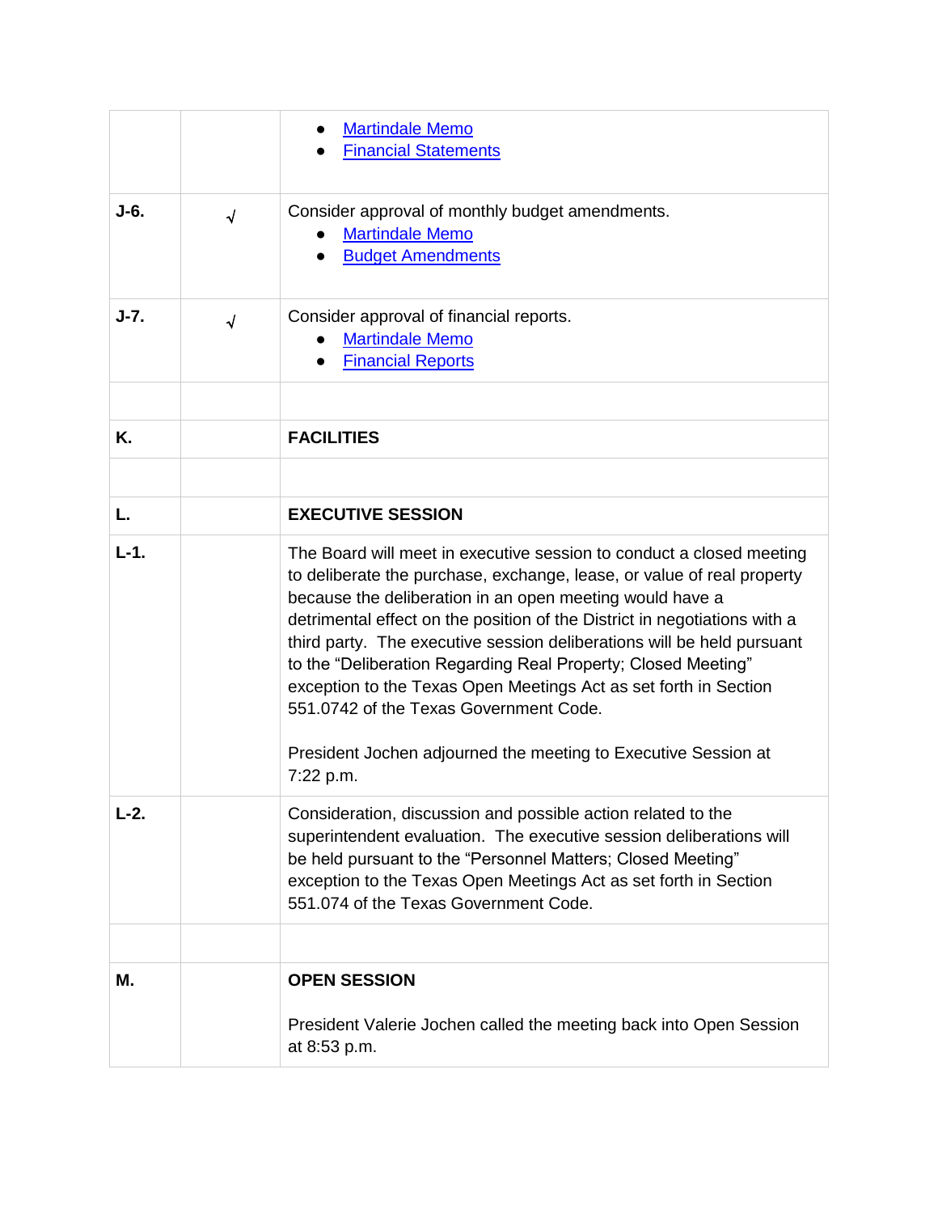|  |  |  |
|---|---|---|
|  |  | • Martindale Memo<br>• Financial Statements |
| **J-6.** | √ | Consider approval of monthly budget amendments.<br>• Martindale Memo<br>• Budget Amendments |
| **J-7.** | √ | Consider approval of financial reports.<br>• Martindale Memo<br>• Financial Reports |
|  |  |  |
| **K.** |  | **FACILITIES** |
|  |  |  |
| **L.** |  | **EXECUTIVE SESSION** |
| **L-1.** |  | The Board will meet in executive session to conduct a closed meeting to deliberate the purchase, exchange, lease, or value of real property because the deliberation in an open meeting would have a detrimental effect on the position of the District in negotiations with a third party. The executive session deliberations will be held pursuant to the "Deliberation Regarding Real Property; Closed Meeting" exception to the Texas Open Meetings Act as set forth in Section 551.0742 of the Texas Government Code.<br><br>President Jochen adjourned the meeting to Executive Session at 7:22 p.m. |
| **L-2.** |  | Consideration, discussion and possible action related to the superintendent evaluation. The executive session deliberations will be held pursuant to the "Personnel Matters; Closed Meeting" exception to the Texas Open Meetings Act as set forth in Section 551.074 of the Texas Government Code. |
|  |  |  |
| **M.** |  | **OPEN SESSION**<br><br>President Valerie Jochen called the meeting back into Open Session at 8:53 p.m. |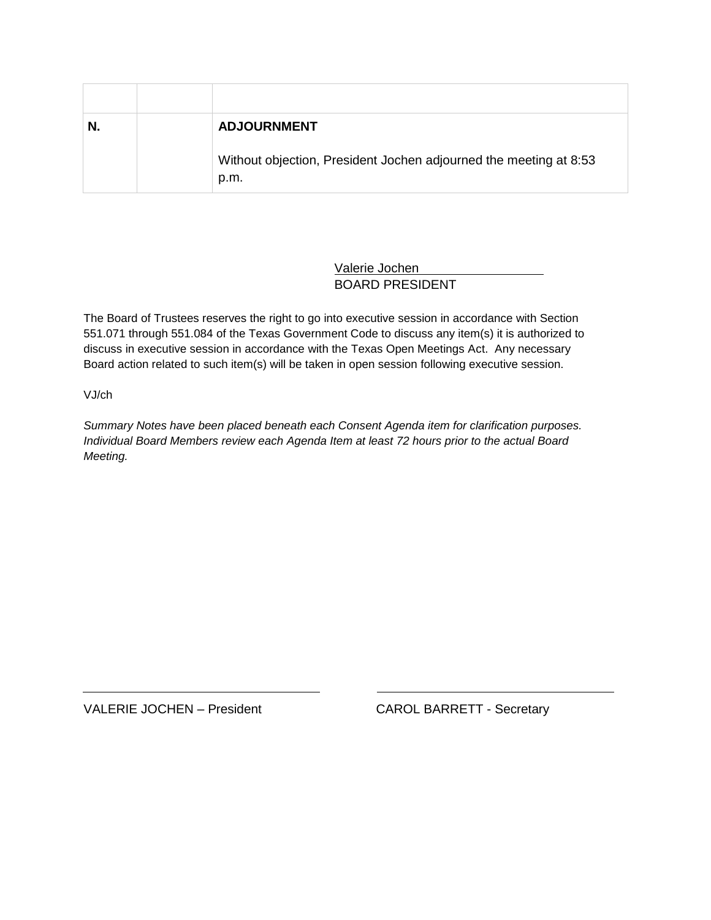| | | |
|---|---|---|
| | | |
| **N.** | | **ADJOURNMENT**<br><br>Without objection, President Jochen adjourned the meeting at 8:53 p.m. |

Valerie Jochen
BOARD PRESIDENT

The Board of Trustees reserves the right to go into executive session in accordance with Section 551.071 through 551.084 of the Texas Government Code to discuss any item(s) it is authorized to discuss in executive session in accordance with the Texas Open Meetings Act. Any necessary Board action related to such item(s) will be taken in open session following executive session.

VJ/ch

*Summary Notes have been placed beneath each Consent Agenda item for clarification purposes. Individual Board Members review each Agenda Item at least 72 hours prior to the actual Board Meeting.*

VALERIE JOCHEN – President

CAROL BARRETT - Secretary